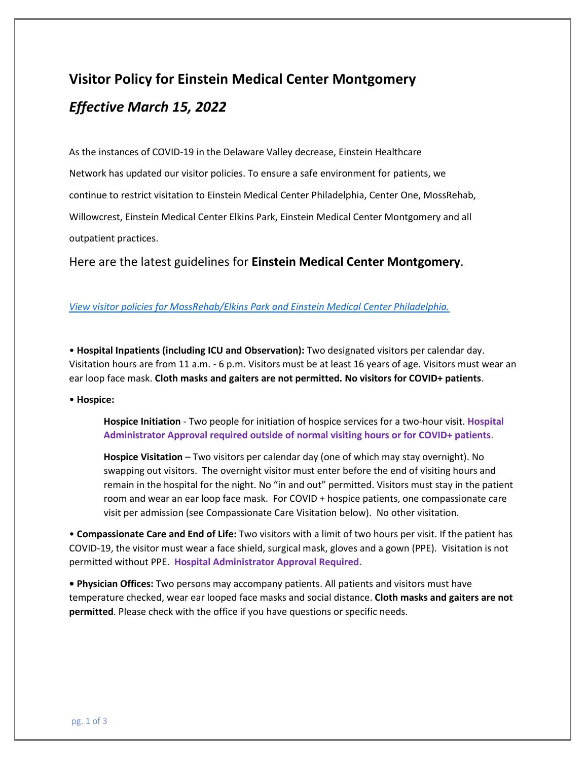# Visitor Policy for Einstein Medical Center Montgomery

## *Effective March 15, 2022*

As the instances of COVID-19 in the Delaware Valley decrease, Einstein Healthcare Network has updated our visitor policies. To ensure a safe environment for patients, we continue to restrict visitation to Einstein Medical Center Philadelphia, Center One, MossRehab, Willowcrest, Einstein Medical Center Elkins Park, Einstein Medical Center Montgomery and all outpatient practices.

Here are the latest guidelines for **Einstein Medical Center Montgomery**.

*View visitor policies for MossRehab/Elkins Park and Einstein Medical Center Philadelphia.*

- **Hospital Inpatients (including ICU and Observation):** Two designated visitors per calendar day. Visitation hours are from 11 a.m. - 6 p.m. Visitors must be at least 16 years of age. Visitors must wear an ear loop face mask. **Cloth masks and gaiters are not permitted. No visitors for COVID+ patients**.

- **Hospice:**

  **Hospice Initiation** - Two people for initiation of hospice services for a two-hour visit. **Hospital Administrator Approval required outside of normal visiting hours or for COVID+ patients**.

  **Hospice Visitation** – Two visitors per calendar day (one of which may stay overnight). No swapping out visitors. The overnight visitor must enter before the end of visiting hours and remain in the hospital for the night. No "in and out" permitted. Visitors must stay in the patient room and wear an ear loop face mask. For COVID + hospice patients, one compassionate care visit per admission (see Compassionate Care Visitation below). No other visitation.

- **Compassionate Care and End of Life:** Two visitors with a limit of two hours per visit. If the patient has COVID-19, the visitor must wear a face shield, surgical mask, gloves and a gown (PPE). Visitation is not permitted without PPE. **Hospital Administrator Approval Required.**

- **Physician Offices:** Two persons may accompany patients. All patients and visitors must have temperature checked, wear ear looped face masks and social distance. **Cloth masks and gaiters are not permitted**. Please check with the office if you have questions or specific needs.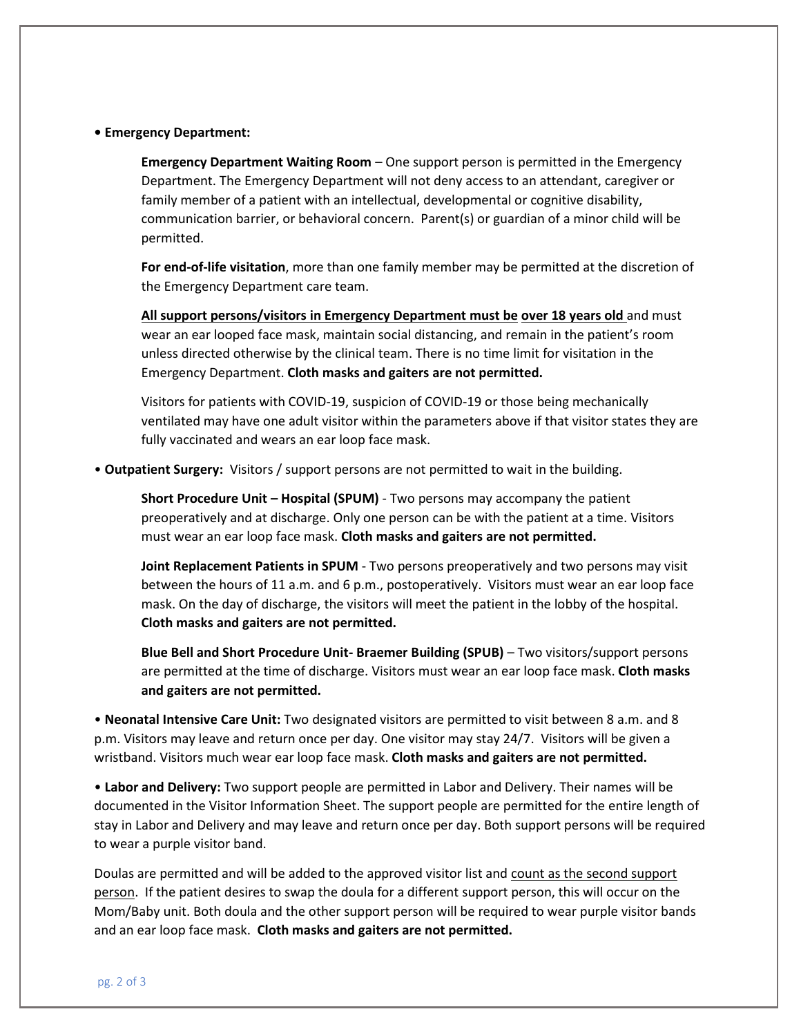• **Emergency Department:**

**Emergency Department Waiting Room** – One support person is permitted in the Emergency Department. The Emergency Department will not deny access to an attendant, caregiver or family member of a patient with an intellectual, developmental or cognitive disability, communication barrier, or behavioral concern. Parent(s) or guardian of a minor child will be permitted.

**For end-of-life visitation**, more than one family member may be permitted at the discretion of the Emergency Department care team.

<u>**All support persons/visitors in Emergency Department must be**</u> <u>**over 18 years old**</u> and must wear an ear looped face mask, maintain social distancing, and remain in the patient's room unless directed otherwise by the clinical team. There is no time limit for visitation in the Emergency Department. **Cloth masks and gaiters are not permitted.**

Visitors for patients with COVID-19, suspicion of COVID-19 or those being mechanically ventilated may have one adult visitor within the parameters above if that visitor states they are fully vaccinated and wears an ear loop face mask.

• **Outpatient Surgery:** Visitors / support persons are not permitted to wait in the building.

**Short Procedure Unit – Hospital (SPUM)** - Two persons may accompany the patient preoperatively and at discharge. Only one person can be with the patient at a time. Visitors must wear an ear loop face mask. **Cloth masks and gaiters are not permitted.**

**Joint Replacement Patients in SPUM** - Two persons preoperatively and two persons may visit between the hours of 11 a.m. and 6 p.m., postoperatively. Visitors must wear an ear loop face mask. On the day of discharge, the visitors will meet the patient in the lobby of the hospital. **Cloth masks and gaiters are not permitted.**

**Blue Bell and Short Procedure Unit- Braemer Building (SPUB)** – Two visitors/support persons are permitted at the time of discharge. Visitors must wear an ear loop face mask. **Cloth masks and gaiters are not permitted.**

• **Neonatal Intensive Care Unit:** Two designated visitors are permitted to visit between 8 a.m. and 8 p.m. Visitors may leave and return once per day. One visitor may stay 24/7. Visitors will be given a wristband. Visitors much wear ear loop face mask. **Cloth masks and gaiters are not permitted.**

• **Labor and Delivery:** Two support people are permitted in Labor and Delivery. Their names will be documented in the Visitor Information Sheet. The support people are permitted for the entire length of stay in Labor and Delivery and may leave and return once per day. Both support persons will be required to wear a purple visitor band.

Doulas are permitted and will be added to the approved visitor list and <u>count as the second support person</u>. If the patient desires to swap the doula for a different support person, this will occur on the Mom/Baby unit. Both doula and the other support person will be required to wear purple visitor bands and an ear loop face mask. **Cloth masks and gaiters are not permitted.**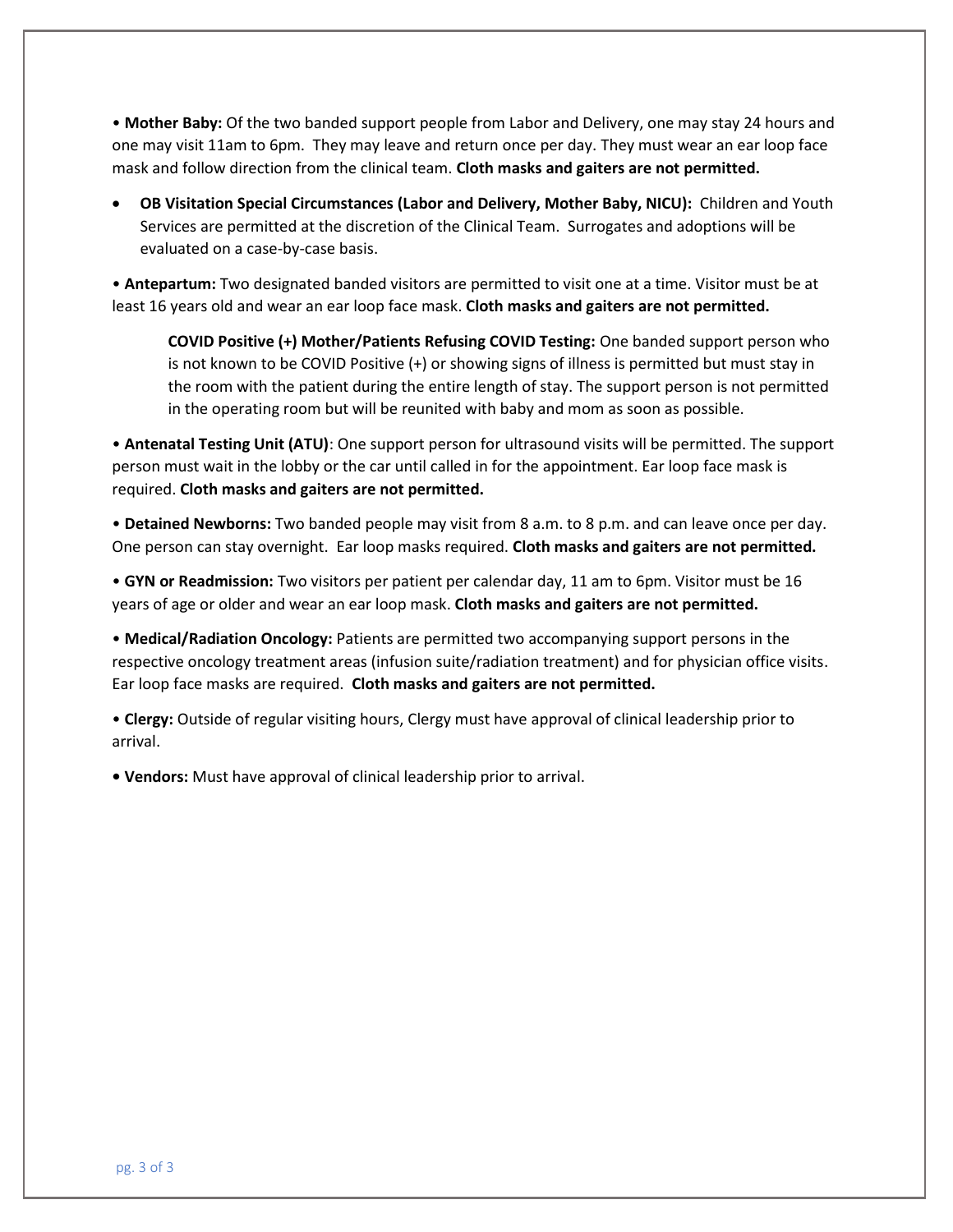- **Mother Baby:** Of the two banded support people from Labor and Delivery, one may stay 24 hours and one may visit 11am to 6pm. They may leave and return once per day. They must wear an ear loop face mask and follow direction from the clinical team. **Cloth masks and gaiters are not permitted.**

- **OB Visitation Special Circumstances (Labor and Delivery, Mother Baby, NICU):** Children and Youth Services are permitted at the discretion of the Clinical Team. Surrogates and adoptions will be evaluated on a case-by-case basis.

- **Antepartum:** Two designated banded visitors are permitted to visit one at a time. Visitor must be at least 16 years old and wear an ear loop face mask. **Cloth masks and gaiters are not permitted.**

  **COVID Positive (+) Mother/Patients Refusing COVID Testing:** One banded support person who is not known to be COVID Positive (+) or showing signs of illness is permitted but must stay in the room with the patient during the entire length of stay. The support person is not permitted in the operating room but will be reunited with baby and mom as soon as possible.

- **Antenatal Testing Unit (ATU)**: One support person for ultrasound visits will be permitted. The support person must wait in the lobby or the car until called in for the appointment. Ear loop face mask is required. **Cloth masks and gaiters are not permitted.**

- **Detained Newborns:** Two banded people may visit from 8 a.m. to 8 p.m. and can leave once per day. One person can stay overnight. Ear loop masks required. **Cloth masks and gaiters are not permitted.**

- **GYN or Readmission:** Two visitors per patient per calendar day, 11 am to 6pm. Visitor must be 16 years of age or older and wear an ear loop mask. **Cloth masks and gaiters are not permitted.**

- **Medical/Radiation Oncology:** Patients are permitted two accompanying support persons in the respective oncology treatment areas (infusion suite/radiation treatment) and for physician office visits. Ear loop face masks are required. **Cloth masks and gaiters are not permitted.**

- **Clergy:** Outside of regular visiting hours, Clergy must have approval of clinical leadership prior to arrival.

- **Vendors:** Must have approval of clinical leadership prior to arrival.